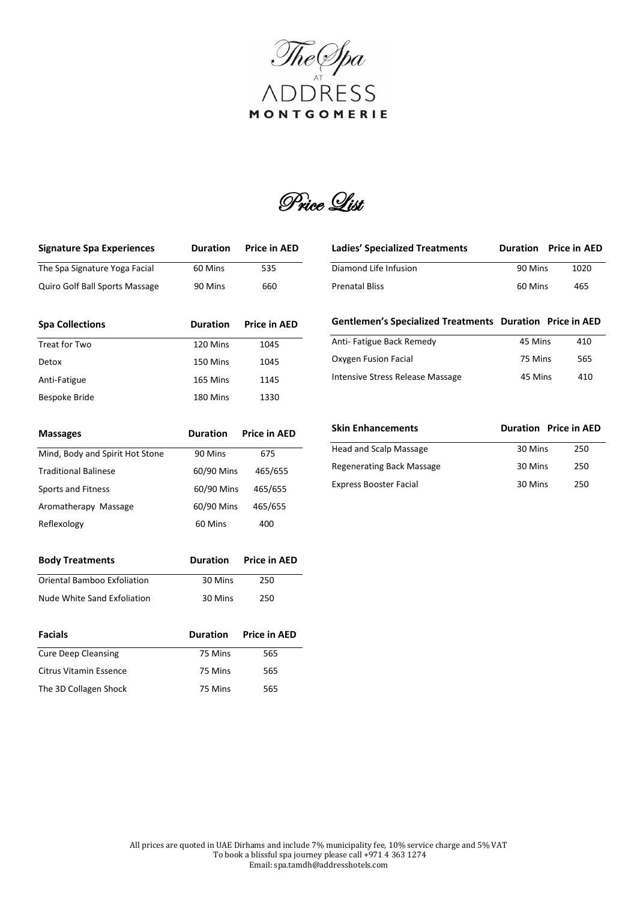# The Spa at ADDRESS MONTGOMERIE

## Price List

| Signature Spa Experiences | Duration | Price in AED |
|---|---|---|
| The Spa Signature Yoga Facial | 60 Mins | 535 |
| Quiro Golf Ball Sports Massage | 90 Mins | 660 |

| Spa Collections | Duration | Price in AED |
|---|---|---|
| Treat for Two | 120 Mins | 1045 |
| Detox | 150 Mins | 1045 |
| Anti-Fatigue | 165 Mins | 1145 |
| Bespoke Bride | 180 Mins | 1330 |

| Massages | Duration | Price in AED |
|---|---|---|
| Mind, Body and Spirit Hot Stone | 90 Mins | 675 |
| Traditional Balinese | 60/90 Mins | 465/655 |
| Sports and Fitness | 60/90 Mins | 465/655 |
| Aromatherapy Massage | 60/90 Mins | 465/655 |
| Reflexology | 60 Mins | 400 |

| Body Treatments | Duration | Price in AED |
|---|---|---|
| Oriental Bamboo Exfoliation | 30 Mins | 250 |
| Nude White Sand Exfoliation | 30 Mins | 250 |

| Facials | Duration | Price in AED |
|---|---|---|
| Cure Deep Cleansing | 75 Mins | 565 |
| Citrus Vitamin Essence | 75 Mins | 565 |
| The 3D Collagen Shock | 75 Mins | 565 |

| Ladies' Specialized Treatments | Duration | Price in AED |
|---|---|---|
| Diamond Life Infusion | 90 Mins | 1020 |
| Prenatal Bliss | 60 Mins | 465 |

| Gentlemen's Specialized Treatments | Duration | Price in AED |
|---|---|---|
| Anti- Fatigue Back Remedy | 45 Mins | 410 |
| Oxygen Fusion Facial | 75 Mins | 565 |
| Intensive Stress Release Massage | 45 Mins | 410 |

| Skin Enhancements | Duration | Price in AED |
|---|---|---|
| Head and Scalp Massage | 30 Mins | 250 |
| Regenerating Back Massage | 30 Mins | 250 |
| Express Booster Facial | 30 Mins | 250 |

All prices are quoted in UAE Dirhams and include 7% municipality fee, 10% service charge and 5% VAT
To book a blissful spa journey please call +971 4 363 1274
Email: spa.tamdh@addresshotels.com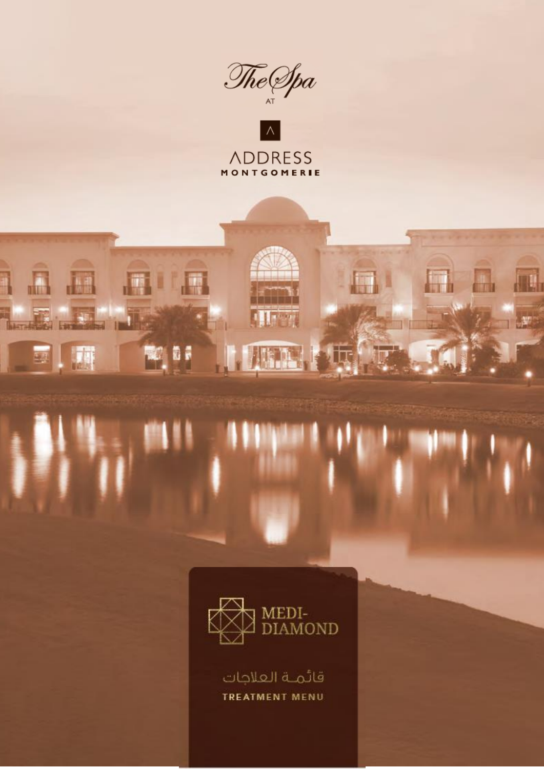The Spa

AT

ADDRESS

MONTGOMERIE

MEDI-
DIAMOND

قائمة العلاجات

TREATMENT MENU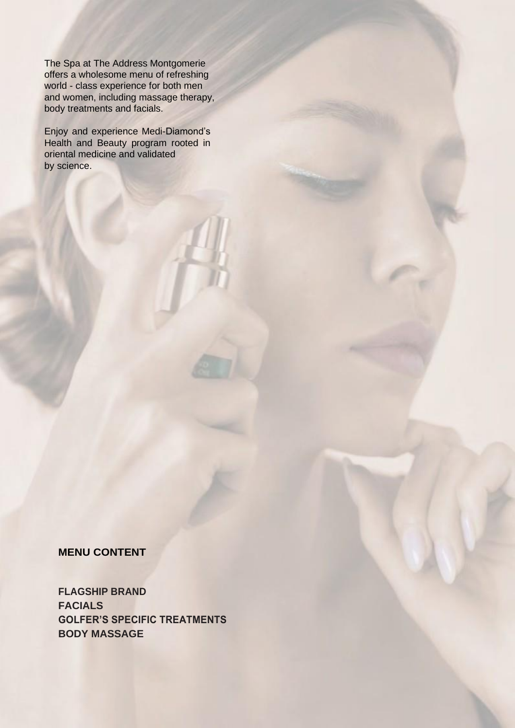The Spa at The Address Montgomerie offers a wholesome menu of refreshing world - class experience for both men and women, including massage therapy, body treatments and facials.

Enjoy and experience Medi-Diamond's Health and Beauty program rooted in oriental medicine and validated by science.

## MENU CONTENT

**FLAGSHIP BRAND**
**FACIALS**
**GOLFER'S SPECIFIC TREATMENTS**
**BODY MASSAGE**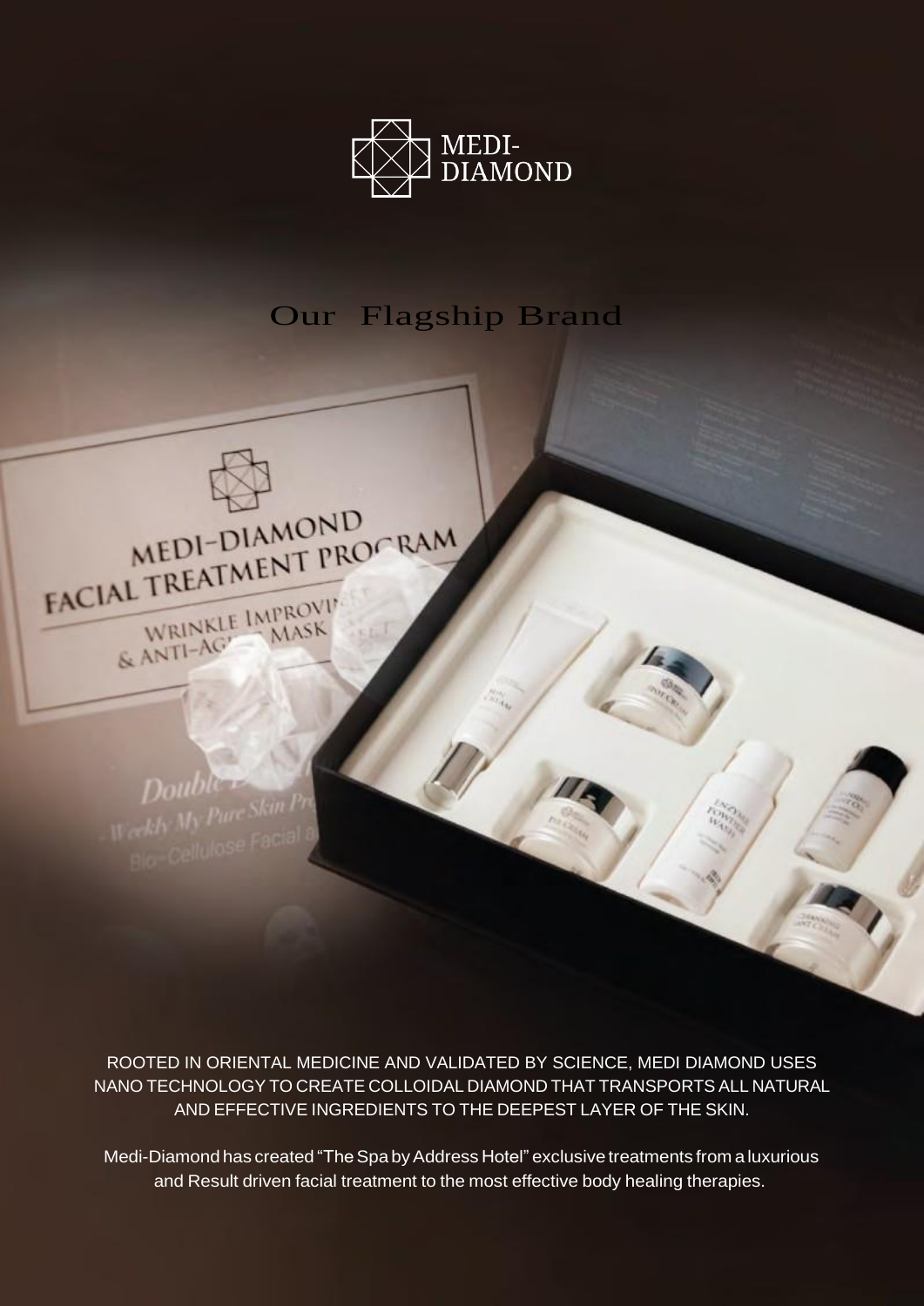MEDI-DIAMOND

# Our Flagship Brand

ROOTED IN ORIENTAL MEDICINE AND VALIDATED BY SCIENCE, MEDI DIAMOND USES NANO TECHNOLOGY TO CREATE COLLOIDAL DIAMOND THAT TRANSPORTS ALL NATURAL AND EFFECTIVE INGREDIENTS TO THE DEEPEST LAYER OF THE SKIN.

Medi-Diamond has created "The Spa by Address Hotel" exclusive treatments from a luxurious and Result driven facial treatment to the most effective body healing therapies.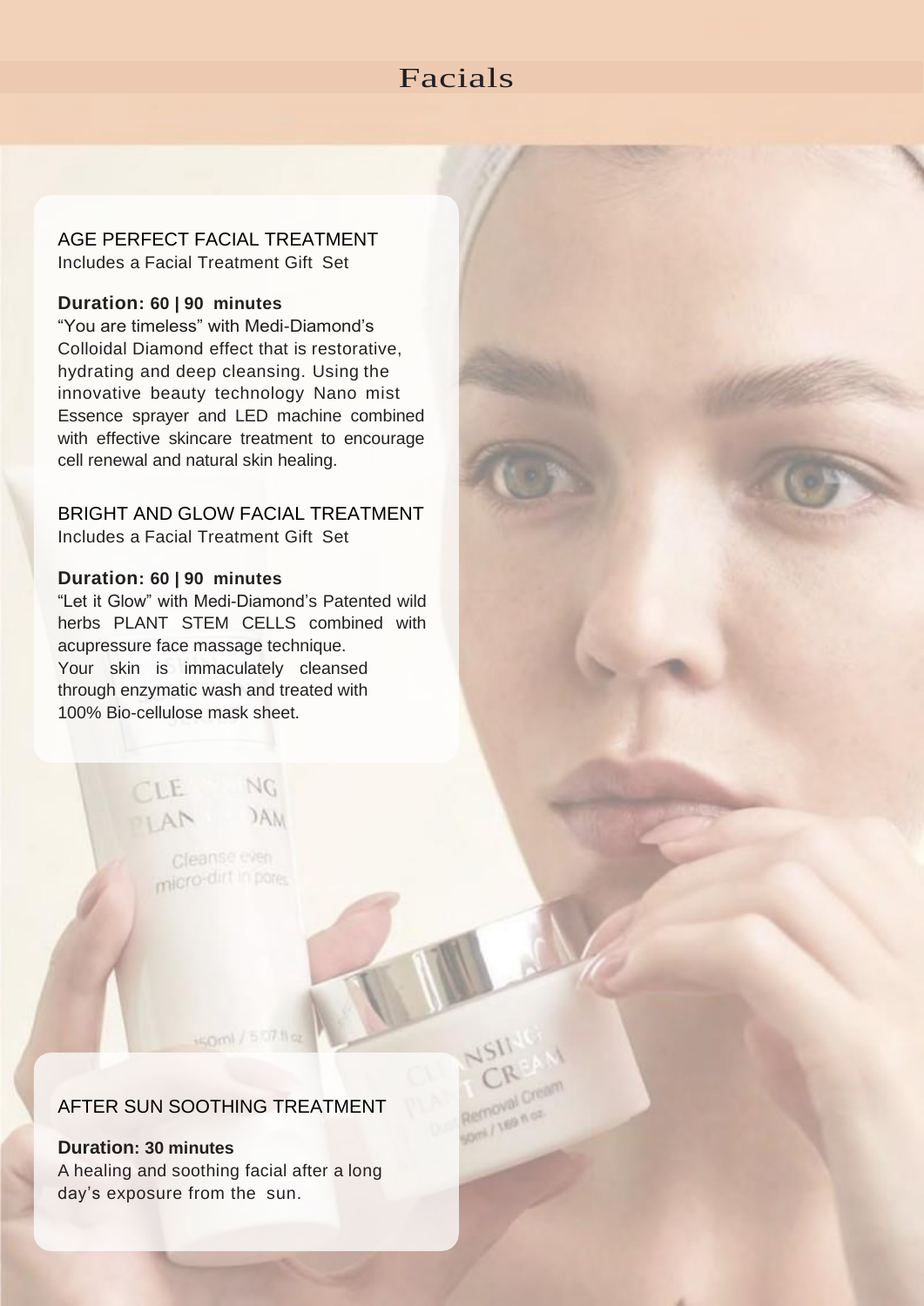# Facials

## AGE PERFECT FACIAL TREATMENT

Includes a Facial Treatment Gift Set

**Duration: 60 | 90 minutes**

“You are timeless” with Medi-Diamond’s Colloidal Diamond effect that is restorative, hydrating and deep cleansing. Using the innovative beauty technology Nano mist Essence sprayer and LED machine combined with effective skincare treatment to encourage cell renewal and natural skin healing.

## BRIGHT AND GLOW FACIAL TREATMENT

Includes a Facial Treatment Gift Set

**Duration: 60 | 90 minutes**

“Let it Glow” with Medi-Diamond’s Patented wild herbs PLANT STEM CELLS combined with acupressure face massage technique. Your skin is immaculately cleansed through enzymatic wash and treated with 100% Bio-cellulose mask sheet.

## AFTER SUN SOOTHING TREATMENT

**Duration: 30 minutes**

A healing and soothing facial after a long day’s exposure from the sun.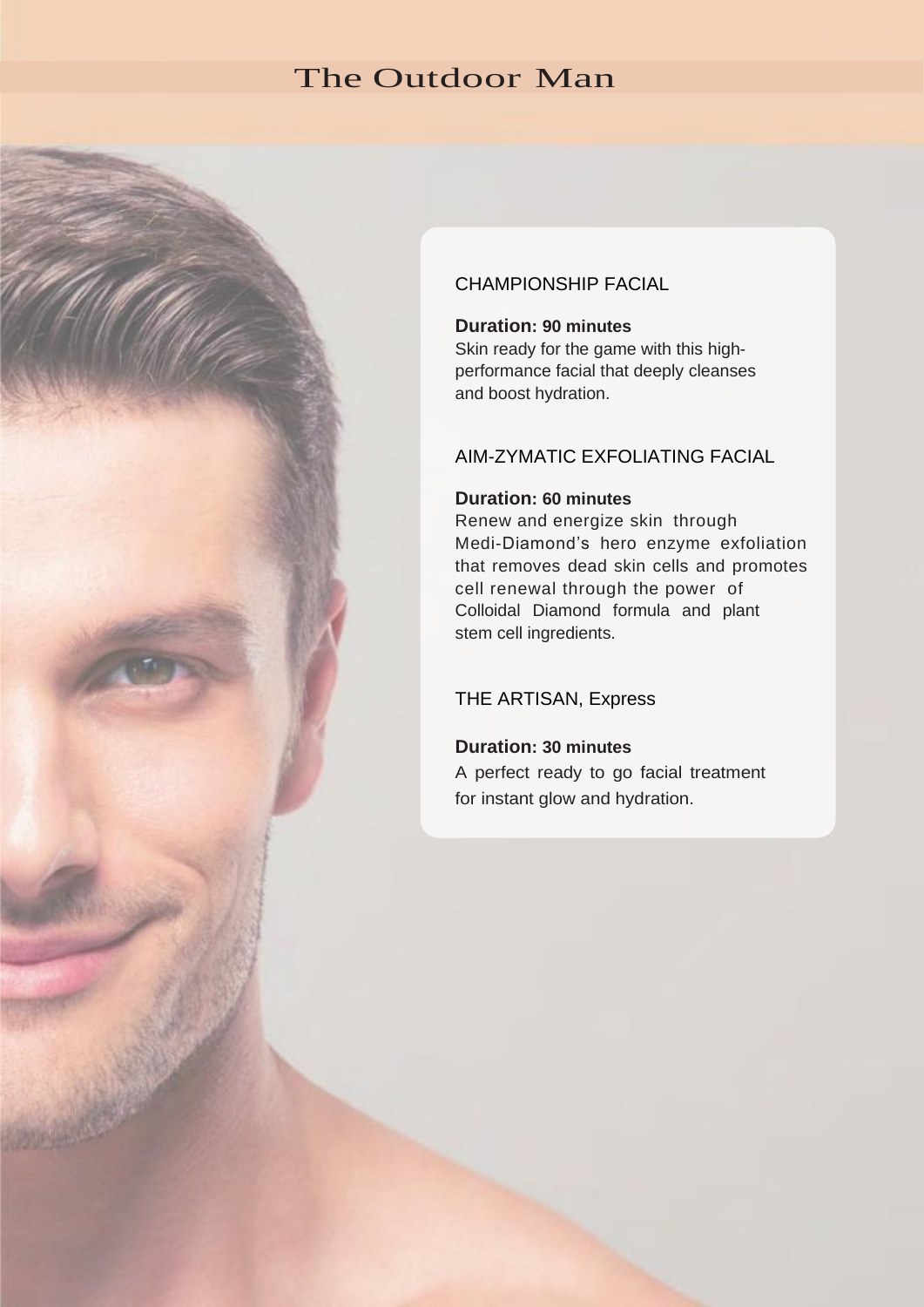# The Outdoor Man

## CHAMPIONSHIP FACIAL

**Duration: 90 minutes**

Skin ready for the game with this high-performance facial that deeply cleanses and boost hydration.

## AIM-ZYMATIC EXFOLIATING FACIAL

**Duration: 60 minutes**

Renew and energize skin through Medi-Diamond's hero enzyme exfoliation that removes dead skin cells and promotes cell renewal through the power of Colloidal Diamond formula and plant stem cell ingredients.

## THE ARTISAN, Express

**Duration: 30 minutes**

A perfect ready to go facial treatment for instant glow and hydration.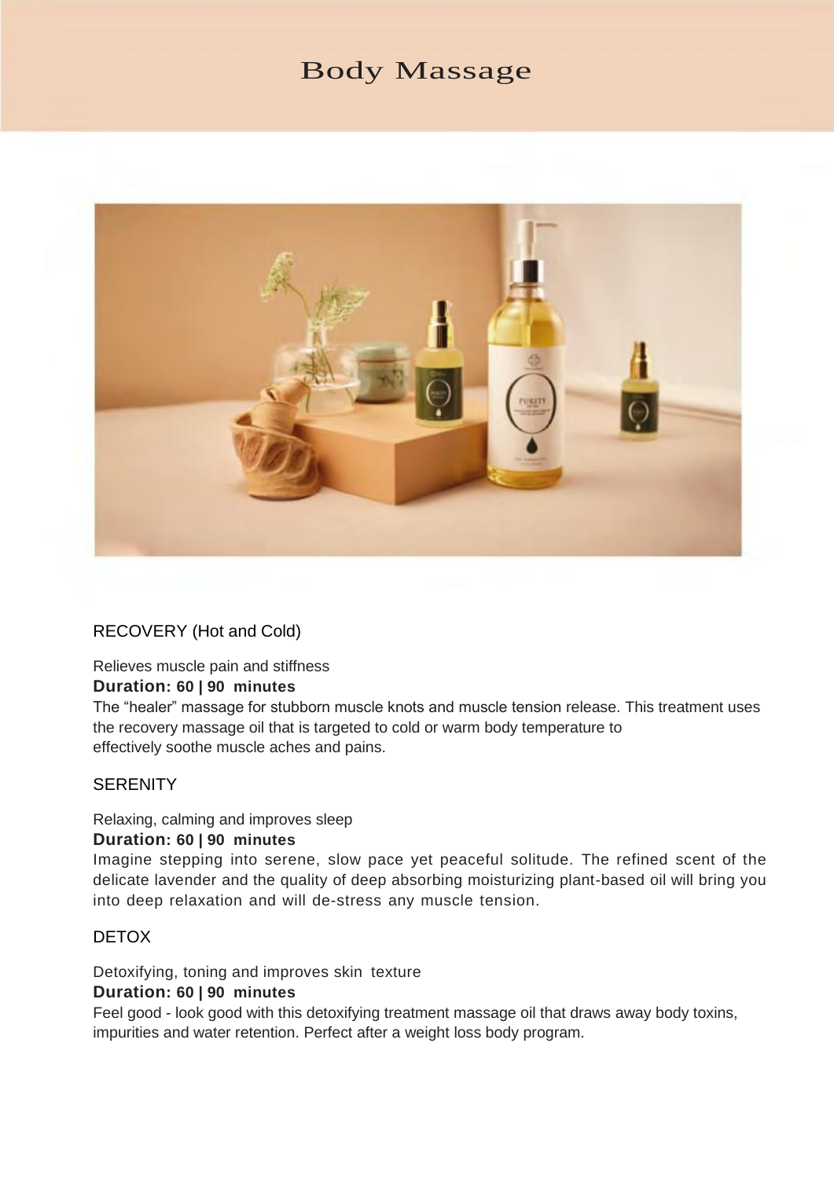# Body Massage

## RECOVERY (Hot and Cold)

Relieves muscle pain and stiffness

**Duration: 60 | 90 minutes**

The "healer" massage for stubborn muscle knots and muscle tension release. This treatment uses the recovery massage oil that is targeted to cold or warm body temperature to effectively soothe muscle aches and pains.

## SERENITY

Relaxing, calming and improves sleep

**Duration: 60 | 90 minutes**

Imagine stepping into serene, slow pace yet peaceful solitude. The refined scent of the delicate lavender and the quality of deep absorbing moisturizing plant-based oil will bring you into deep relaxation and will de-stress any muscle tension.

## DETOX

Detoxifying, toning and improves skin texture

**Duration: 60 | 90 minutes**

Feel good - look good with this detoxifying treatment massage oil that draws away body toxins, impurities and water retention. Perfect after a weight loss body program.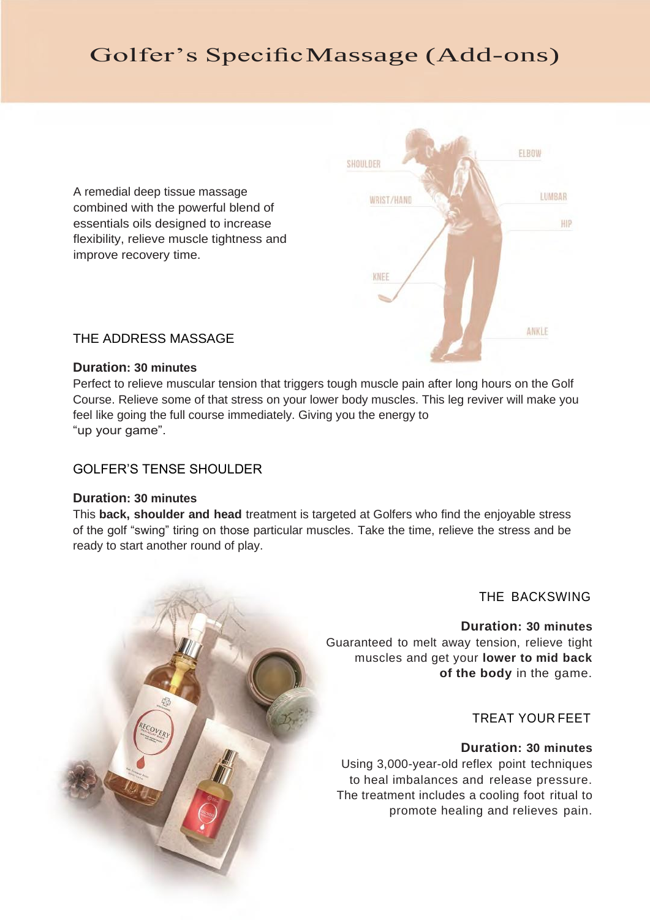# Golfer's Specific Massage (Add-ons)

A remedial deep tissue massage combined with the powerful blend of essentials oils designed to increase flexibility, relieve muscle tightness and improve recovery time.

## THE ADDRESS MASSAGE

**Duration: 30 minutes**

Perfect to relieve muscular tension that triggers tough muscle pain after long hours on the Golf Course. Relieve some of that stress on your lower body muscles. This leg reviver will make you feel like going the full course immediately. Giving you the energy to "up your game".

## GOLFER'S TENSE SHOULDER

**Duration: 30 minutes**

This **back, shoulder and head** treatment is targeted at Golfers who find the enjoyable stress of the golf "swing" tiring on those particular muscles. Take the time, relieve the stress and be ready to start another round of play.

## THE BACKSWING

**Duration: 30 minutes**

Guaranteed to melt away tension, relieve tight muscles and get your **lower to mid back of the body** in the game.

## TREAT YOUR FEET

**Duration: 30 minutes**

Using 3,000-year-old reflex point techniques to heal imbalances and release pressure. The treatment includes a cooling foot ritual to promote healing and relieves pain.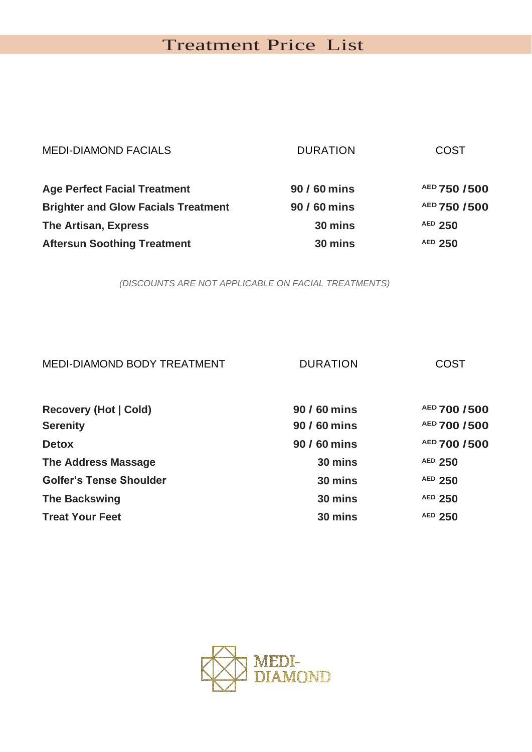# Treatment Price List

| MEDI-DIAMOND FACIALS | DURATION | COST |
|---|---|---|
| **Age Perfect Facial Treatment** | **90 / 60 mins** | AED **750 / 500** |
| **Brighter and Glow Facials Treatment** | **90 / 60 mins** | AED **750 / 500** |
| **The Artisan, Express** | **30 mins** | AED **250** |
| **Aftersun Soothing Treatment** | **30 mins** | AED **250** |

*(DISCOUNTS ARE NOT APPLICABLE ON FACIAL TREATMENTS)*

| MEDI-DIAMOND BODY TREATMENT | DURATION | COST |
|---|---|---|
| **Recovery (Hot \| Cold)** | **90 / 60 mins** | AED **700 / 500** |
| **Serenity** | **90 / 60 mins** | AED **700 / 500** |
| **Detox** | **90 / 60 mins** | AED **700 / 500** |
| **The Address Massage** | **30 mins** | AED **250** |
| **Golfer's Tense Shoulder** | **30 mins** | AED **250** |
| **The Backswing** | **30 mins** | AED **250** |
| **Treat Your Feet** | **30 mins** | AED **250** |

MEDI-DIAMOND